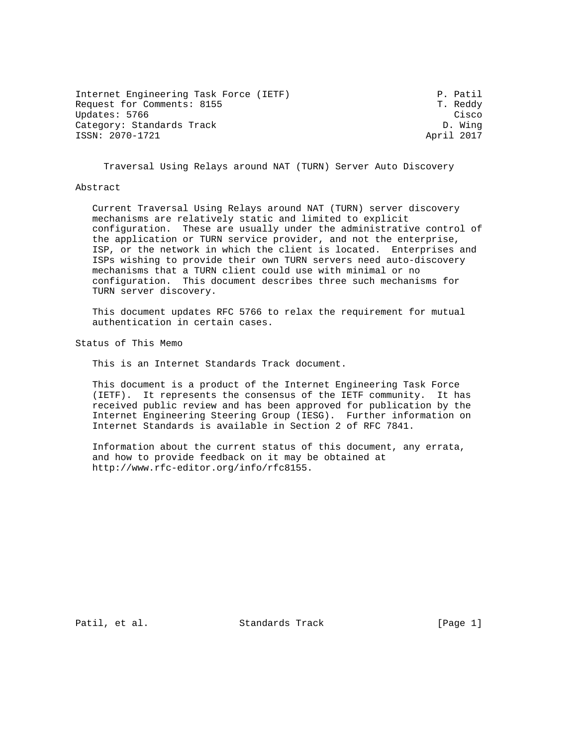Internet Engineering Task Force (IETF) P. Patil
Request for Comments: 8155 T. Reddy
Updates: 5766 Cisco
Category: Standards Track D. Wing
ISSN: 2070-1721 April 2017

# Traversal Using Relays around NAT (TURN) Server Auto Discovery

## Abstract

Current Traversal Using Relays around NAT (TURN) server discovery mechanisms are relatively static and limited to explicit configuration. These are usually under the administrative control of the application or TURN service provider, and not the enterprise, ISP, or the network in which the client is located. Enterprises and ISPs wishing to provide their own TURN servers need auto-discovery mechanisms that a TURN client could use with minimal or no configuration. This document describes three such mechanisms for TURN server discovery.

This document updates RFC 5766 to relax the requirement for mutual authentication in certain cases.

## Status of This Memo

This is an Internet Standards Track document.

This document is a product of the Internet Engineering Task Force (IETF). It represents the consensus of the IETF community. It has received public review and has been approved for publication by the Internet Engineering Steering Group (IESG). Further information on Internet Standards is available in Section 2 of RFC 7841.

Information about the current status of this document, any errata, and how to provide feedback on it may be obtained at http://www.rfc-editor.org/info/rfc8155.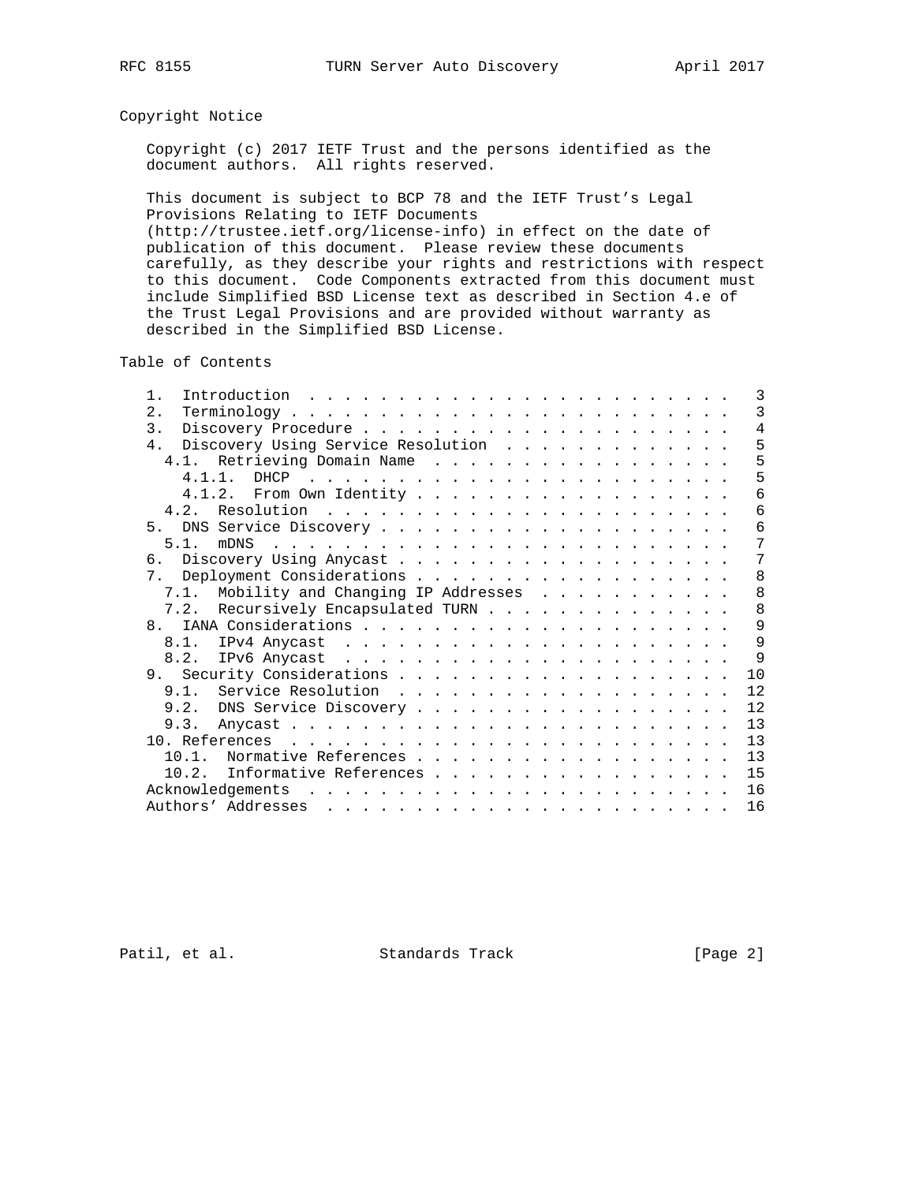## Copyright Notice

Copyright (c) 2017 IETF Trust and the persons identified as the document authors. All rights reserved.

This document is subject to BCP 78 and the IETF Trust's Legal Provisions Relating to IETF Documents (http://trustee.ietf.org/license-info) in effect on the date of publication of this document. Please review these documents carefully, as they describe your rights and restrictions with respect to this document. Code Components extracted from this document must include Simplified BSD License text as described in Section 4.e of the Trust Legal Provisions and are provided without warranty as described in the Simplified BSD License.

## Table of Contents

```
   1.  Introduction  . . . . . . . . . . . . . . . . . . . . . . . .   3
   2.  Terminology . . . . . . . . . . . . . . . . . . . . . . . . .   3
   3.  Discovery Procedure . . . . . . . . . . . . . . . . . . . . .   4
   4.  Discovery Using Service Resolution  . . . . . . . . . . . . .   5
     4.1.  Retrieving Domain Name  . . . . . . . . . . . . . . . . .   5
       4.1.1.  DHCP  . . . . . . . . . . . . . . . . . . . . . . . .   5
       4.1.2.  From Own Identity . . . . . . . . . . . . . . . . . .   6
     4.2.  Resolution  . . . . . . . . . . . . . . . . . . . . . . .   6
   5.  DNS Service Discovery . . . . . . . . . . . . . . . . . . . .   6
     5.1.  mDNS  . . . . . . . . . . . . . . . . . . . . . . . . . .   7
   6.  Discovery Using Anycast . . . . . . . . . . . . . . . . . . .   7
   7.  Deployment Considerations . . . . . . . . . . . . . . . . . .   8
     7.1.  Mobility and Changing IP Addresses  . . . . . . . . . . .   8
     7.2.  Recursively Encapsulated TURN . . . . . . . . . . . . . .   8
   8.  IANA Considerations . . . . . . . . . . . . . . . . . . . . .   9
     8.1.  IPv4 Anycast  . . . . . . . . . . . . . . . . . . . . . .   9
     8.2.  IPv6 Anycast  . . . . . . . . . . . . . . . . . . . . . .   9
   9.  Security Considerations . . . . . . . . . . . . . . . . . . .  10
     9.1.  Service Resolution  . . . . . . . . . . . . . . . . . . .  12
     9.2.  DNS Service Discovery . . . . . . . . . . . . . . . . . .  12
     9.3.  Anycast . . . . . . . . . . . . . . . . . . . . . . . . .  13
   10. References  . . . . . . . . . . . . . . . . . . . . . . . . .  13
     10.1.  Normative References . . . . . . . . . . . . . . . . . .  13
     10.2.  Informative References . . . . . . . . . . . . . . . . .  15
   Acknowledgements  . . . . . . . . . . . . . . . . . . . . . . . .  16
   Authors' Addresses  . . . . . . . . . . . . . . . . . . . . . . .  16
```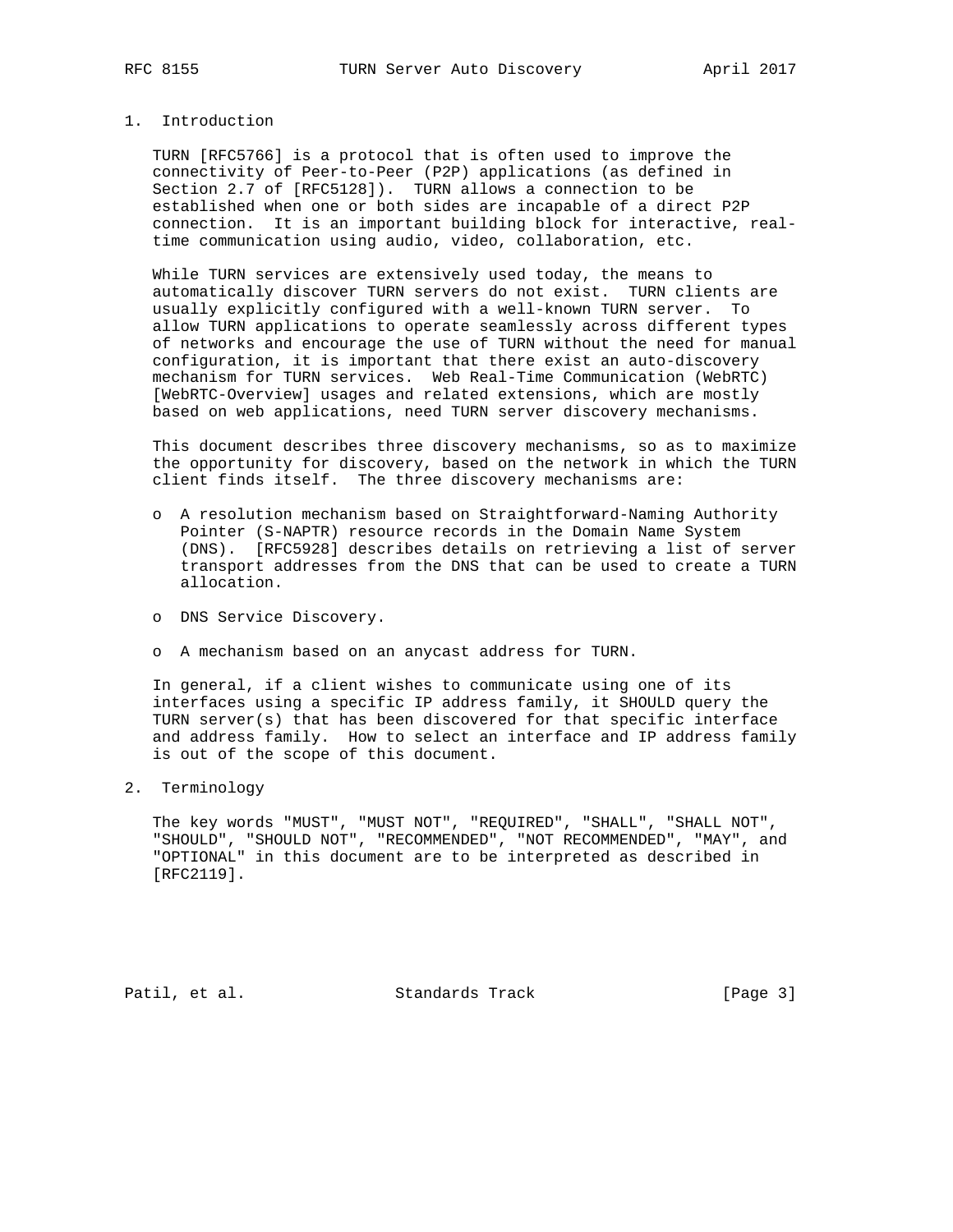# 1. Introduction

TURN [RFC5766] is a protocol that is often used to improve the connectivity of Peer-to-Peer (P2P) applications (as defined in Section 2.7 of [RFC5128]). TURN allows a connection to be established when one or both sides are incapable of a direct P2P connection. It is an important building block for interactive, real-time communication using audio, video, collaboration, etc.

While TURN services are extensively used today, the means to automatically discover TURN servers do not exist. TURN clients are usually explicitly configured with a well-known TURN server. To allow TURN applications to operate seamlessly across different types of networks and encourage the use of TURN without the need for manual configuration, it is important that there exist an auto-discovery mechanism for TURN services. Web Real-Time Communication (WebRTC) [WebRTC-Overview] usages and related extensions, which are mostly based on web applications, need TURN server discovery mechanisms.

This document describes three discovery mechanisms, so as to maximize the opportunity for discovery, based on the network in which the TURN client finds itself. The three discovery mechanisms are:

- A resolution mechanism based on Straightforward-Naming Authority Pointer (S-NAPTR) resource records in the Domain Name System (DNS). [RFC5928] describes details on retrieving a list of server transport addresses from the DNS that can be used to create a TURN allocation.
- DNS Service Discovery.
- A mechanism based on an anycast address for TURN.

In general, if a client wishes to communicate using one of its interfaces using a specific IP address family, it SHOULD query the TURN server(s) that has been discovered for that specific interface and address family. How to select an interface and IP address family is out of the scope of this document.

# 2. Terminology

The key words "MUST", "MUST NOT", "REQUIRED", "SHALL", "SHALL NOT", "SHOULD", "SHOULD NOT", "RECOMMENDED", "NOT RECOMMENDED", "MAY", and "OPTIONAL" in this document are to be interpreted as described in [RFC2119].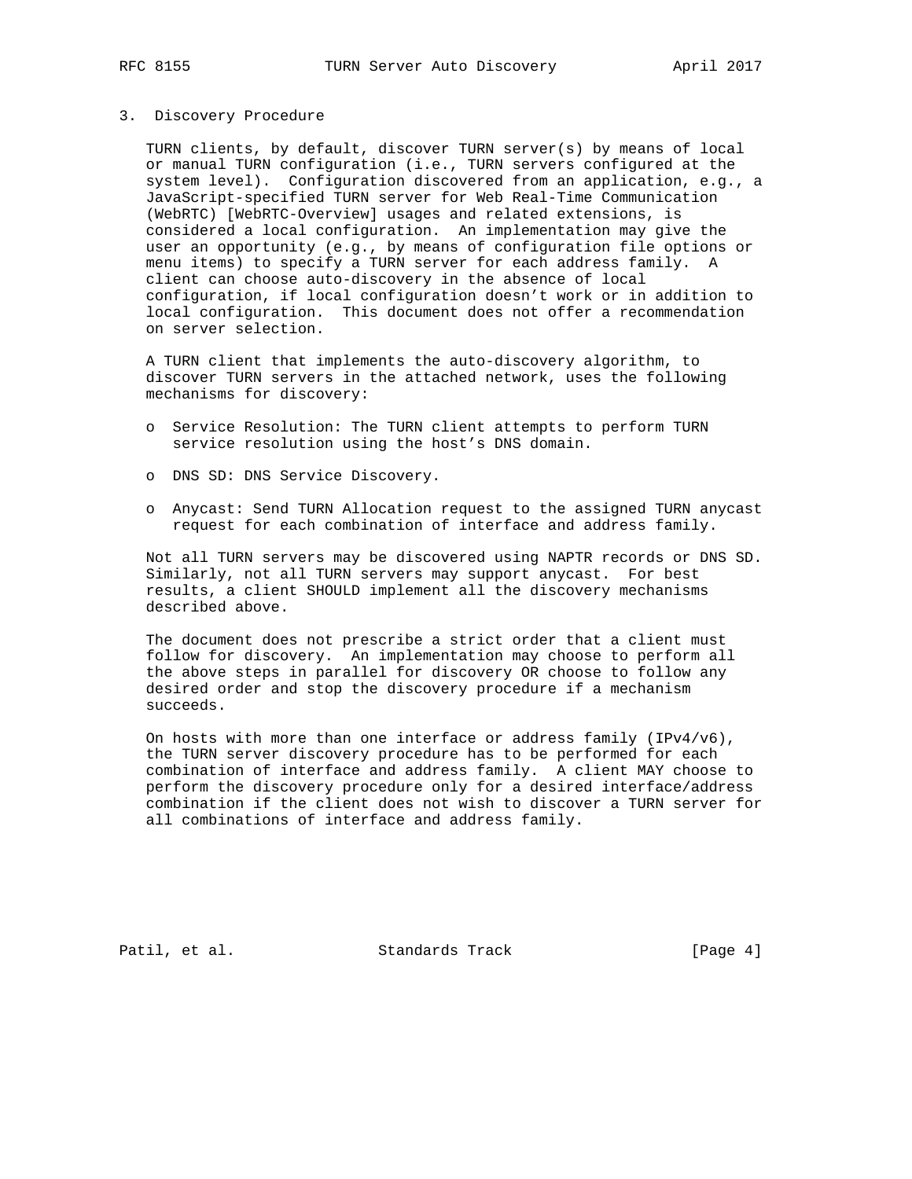## 3. Discovery Procedure

TURN clients, by default, discover TURN server(s) by means of local or manual TURN configuration (i.e., TURN servers configured at the system level). Configuration discovered from an application, e.g., a JavaScript-specified TURN server for Web Real-Time Communication (WebRTC) [WebRTC-Overview] usages and related extensions, is considered a local configuration. An implementation may give the user an opportunity (e.g., by means of configuration file options or menu items) to specify a TURN server for each address family. A client can choose auto-discovery in the absence of local configuration, if local configuration doesn't work or in addition to local configuration. This document does not offer a recommendation on server selection.

A TURN client that implements the auto-discovery algorithm, to discover TURN servers in the attached network, uses the following mechanisms for discovery:

- Service Resolution: The TURN client attempts to perform TURN service resolution using the host's DNS domain.
- DNS SD: DNS Service Discovery.
- Anycast: Send TURN Allocation request to the assigned TURN anycast request for each combination of interface and address family.

Not all TURN servers may be discovered using NAPTR records or DNS SD. Similarly, not all TURN servers may support anycast. For best results, a client SHOULD implement all the discovery mechanisms described above.

The document does not prescribe a strict order that a client must follow for discovery. An implementation may choose to perform all the above steps in parallel for discovery OR choose to follow any desired order and stop the discovery procedure if a mechanism succeeds.

On hosts with more than one interface or address family (IPv4/v6), the TURN server discovery procedure has to be performed for each combination of interface and address family. A client MAY choose to perform the discovery procedure only for a desired interface/address combination if the client does not wish to discover a TURN server for all combinations of interface and address family.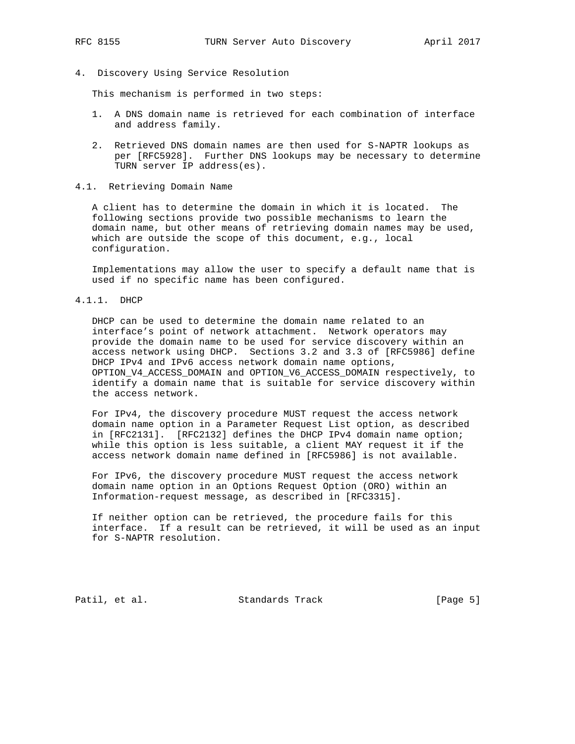# 4. Discovery Using Service Resolution

This mechanism is performed in two steps:

1. A DNS domain name is retrieved for each combination of interface and address family.

2. Retrieved DNS domain names are then used for S-NAPTR lookups as per [RFC5928]. Further DNS lookups may be necessary to determine TURN server IP address(es).

## 4.1. Retrieving Domain Name

A client has to determine the domain in which it is located. The following sections provide two possible mechanisms to learn the domain name, but other means of retrieving domain names may be used, which are outside the scope of this document, e.g., local configuration.

Implementations may allow the user to specify a default name that is used if no specific name has been configured.

### 4.1.1. DHCP

DHCP can be used to determine the domain name related to an interface's point of network attachment. Network operators may provide the domain name to be used for service discovery within an access network using DHCP. Sections 3.2 and 3.3 of [RFC5986] define DHCP IPv4 and IPv6 access network domain name options, OPTION_V4_ACCESS_DOMAIN and OPTION_V6_ACCESS_DOMAIN respectively, to identify a domain name that is suitable for service discovery within the access network.

For IPv4, the discovery procedure MUST request the access network domain name option in a Parameter Request List option, as described in [RFC2131]. [RFC2132] defines the DHCP IPv4 domain name option; while this option is less suitable, a client MAY request it if the access network domain name defined in [RFC5986] is not available.

For IPv6, the discovery procedure MUST request the access network domain name option in an Options Request Option (ORO) within an Information-request message, as described in [RFC3315].

If neither option can be retrieved, the procedure fails for this interface. If a result can be retrieved, it will be used as an input for S-NAPTR resolution.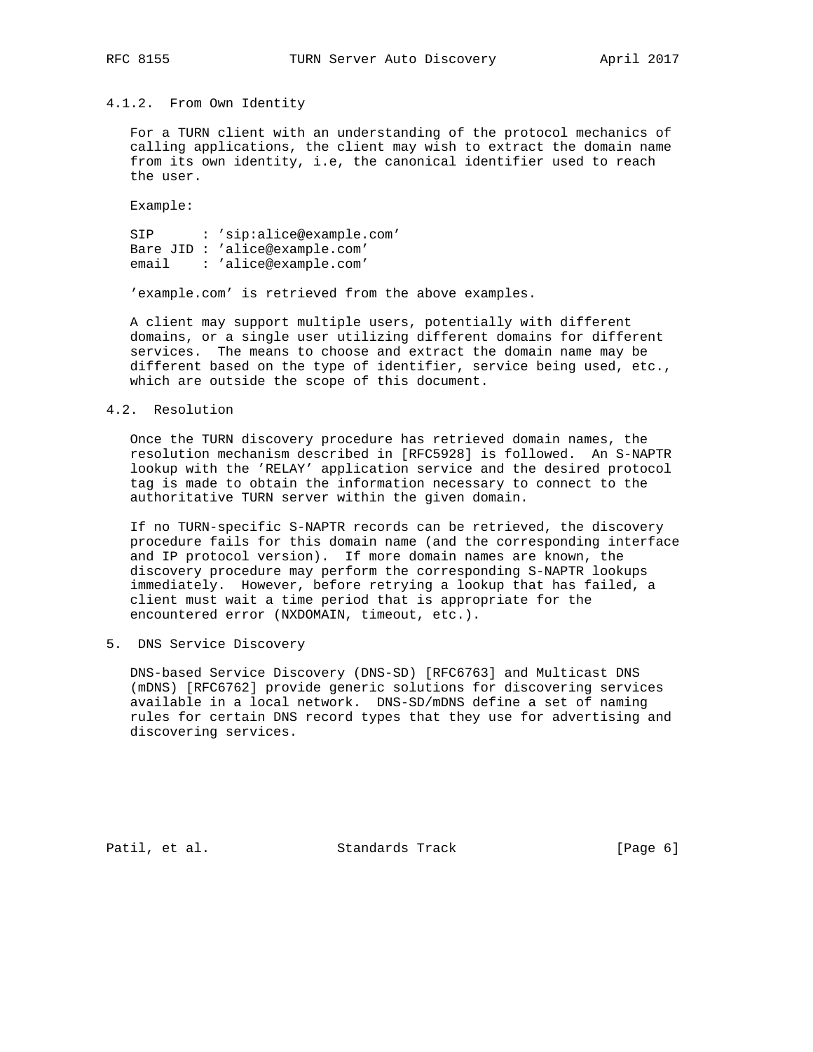#### 4.1.2. From Own Identity

For a TURN client with an understanding of the protocol mechanics of calling applications, the client may wish to extract the domain name from its own identity, i.e, the canonical identifier used to reach the user.

Example:

```
SIP      : 'sip:alice@example.com'
Bare JID : 'alice@example.com'
email    : 'alice@example.com'
```

'example.com' is retrieved from the above examples.

A client may support multiple users, potentially with different domains, or a single user utilizing different domains for different services. The means to choose and extract the domain name may be different based on the type of identifier, service being used, etc., which are outside the scope of this document.

### 4.2. Resolution

Once the TURN discovery procedure has retrieved domain names, the resolution mechanism described in [RFC5928] is followed. An S-NAPTR lookup with the 'RELAY' application service and the desired protocol tag is made to obtain the information necessary to connect to the authoritative TURN server within the given domain.

If no TURN-specific S-NAPTR records can be retrieved, the discovery procedure fails for this domain name (and the corresponding interface and IP protocol version). If more domain names are known, the discovery procedure may perform the corresponding S-NAPTR lookups immediately. However, before retrying a lookup that has failed, a client must wait a time period that is appropriate for the encountered error (NXDOMAIN, timeout, etc.).

## 5. DNS Service Discovery

DNS-based Service Discovery (DNS-SD) [RFC6763] and Multicast DNS (mDNS) [RFC6762] provide generic solutions for discovering services available in a local network. DNS-SD/mDNS define a set of naming rules for certain DNS record types that they use for advertising and discovering services.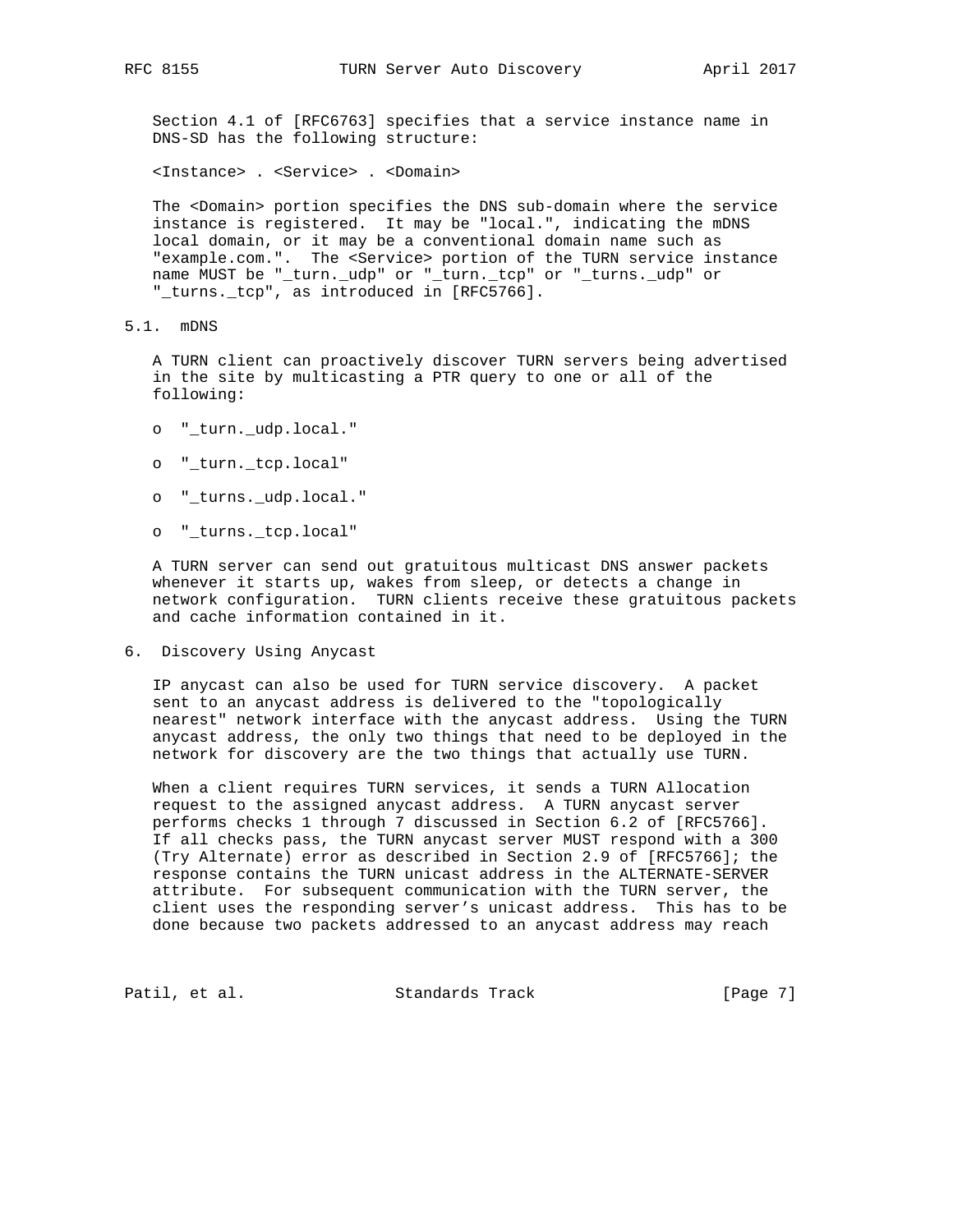Section 4.1 of [RFC6763] specifies that a service instance name in DNS-SD has the following structure:

<Instance> . <Service> . <Domain>

The <Domain> portion specifies the DNS sub-domain where the service instance is registered. It may be "local.", indicating the mDNS local domain, or it may be a conventional domain name such as "example.com.". The <Service> portion of the TURN service instance name MUST be "_turn._udp" or "_turn._tcp" or "_turns._udp" or "_turns._tcp", as introduced in [RFC5766].

### 5.1. mDNS

A TURN client can proactively discover TURN servers being advertised in the site by multicasting a PTR query to one or all of the following:

- "_turn._udp.local."
- "_turn._tcp.local"
- "_turns._udp.local."
- "_turns._tcp.local"

A TURN server can send out gratuitous multicast DNS answer packets whenever it starts up, wakes from sleep, or detects a change in network configuration. TURN clients receive these gratuitous packets and cache information contained in it.

## 6. Discovery Using Anycast

IP anycast can also be used for TURN service discovery. A packet sent to an anycast address is delivered to the "topologically nearest" network interface with the anycast address. Using the TURN anycast address, the only two things that need to be deployed in the network for discovery are the two things that actually use TURN.

When a client requires TURN services, it sends a TURN Allocation request to the assigned anycast address. A TURN anycast server performs checks 1 through 7 discussed in Section 6.2 of [RFC5766]. If all checks pass, the TURN anycast server MUST respond with a 300 (Try Alternate) error as described in Section 2.9 of [RFC5766]; the response contains the TURN unicast address in the ALTERNATE-SERVER attribute. For subsequent communication with the TURN server, the client uses the responding server's unicast address. This has to be done because two packets addressed to an anycast address may reach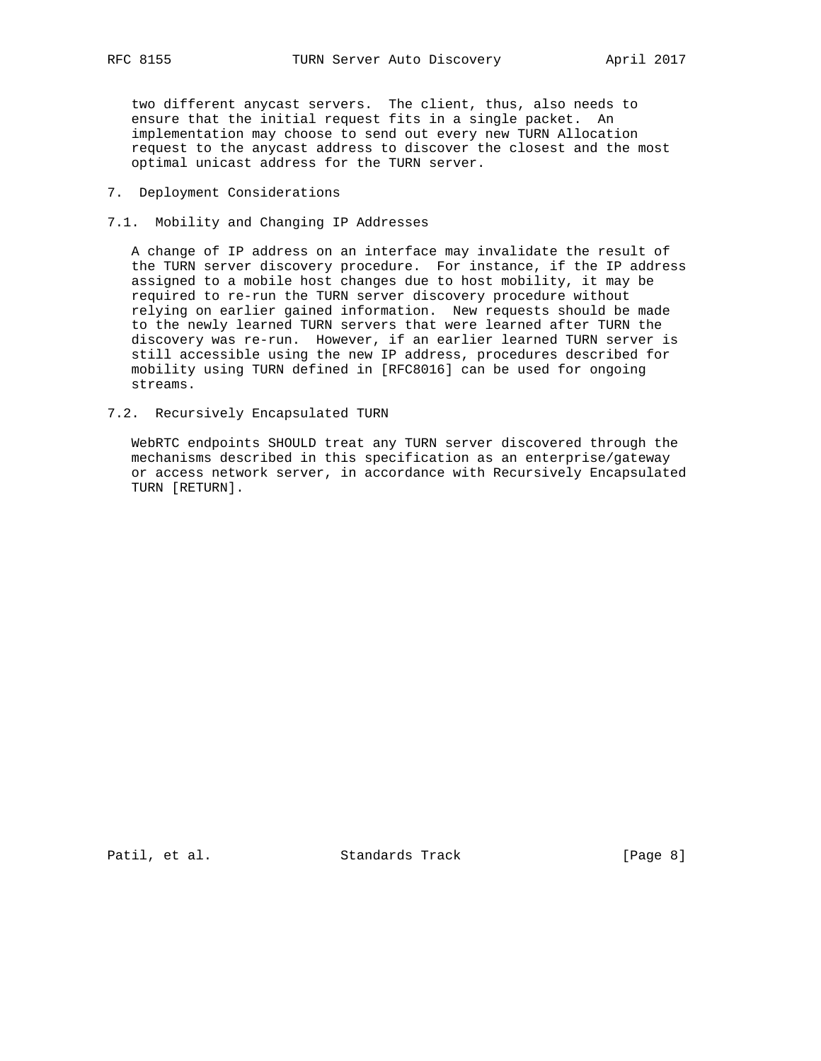two different anycast servers. The client, thus, also needs to ensure that the initial request fits in a single packet. An implementation may choose to send out every new TURN Allocation request to the anycast address to discover the closest and the most optimal unicast address for the TURN server.

## 7. Deployment Considerations

### 7.1. Mobility and Changing IP Addresses

A change of IP address on an interface may invalidate the result of the TURN server discovery procedure. For instance, if the IP address assigned to a mobile host changes due to host mobility, it may be required to re-run the TURN server discovery procedure without relying on earlier gained information. New requests should be made to the newly learned TURN servers that were learned after TURN the discovery was re-run. However, if an earlier learned TURN server is still accessible using the new IP address, procedures described for mobility using TURN defined in [RFC8016] can be used for ongoing streams.

### 7.2. Recursively Encapsulated TURN

WebRTC endpoints SHOULD treat any TURN server discovered through the mechanisms described in this specification as an enterprise/gateway or access network server, in accordance with Recursively Encapsulated TURN [RETURN].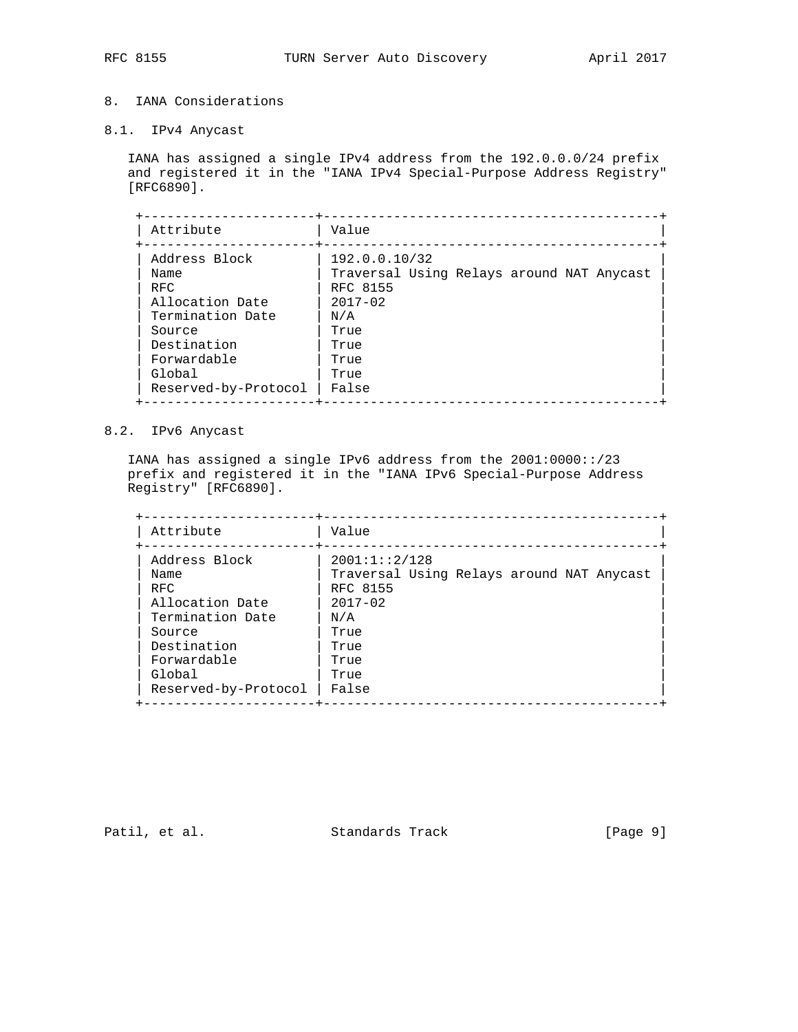## 8. IANA Considerations

### 8.1. IPv4 Anycast

IANA has assigned a single IPv4 address from the 192.0.0.0/24 prefix and registered it in the "IANA IPv4 Special-Purpose Address Registry" [RFC6890].

| Attribute | Value |
|---|---|
| Address Block | 192.0.0.10/32 |
| Name | Traversal Using Relays around NAT Anycast |
| RFC | RFC 8155 |
| Allocation Date | 2017-02 |
| Termination Date | N/A |
| Source | True |
| Destination | True |
| Forwardable | True |
| Global | True |
| Reserved-by-Protocol | False |

### 8.2. IPv6 Anycast

IANA has assigned a single IPv6 address from the 2001:0000::/23 prefix and registered it in the "IANA IPv6 Special-Purpose Address Registry" [RFC6890].

| Attribute | Value |
|---|---|
| Address Block | 2001:1::2/128 |
| Name | Traversal Using Relays around NAT Anycast |
| RFC | RFC 8155 |
| Allocation Date | 2017-02 |
| Termination Date | N/A |
| Source | True |
| Destination | True |
| Forwardable | True |
| Global | True |
| Reserved-by-Protocol | False |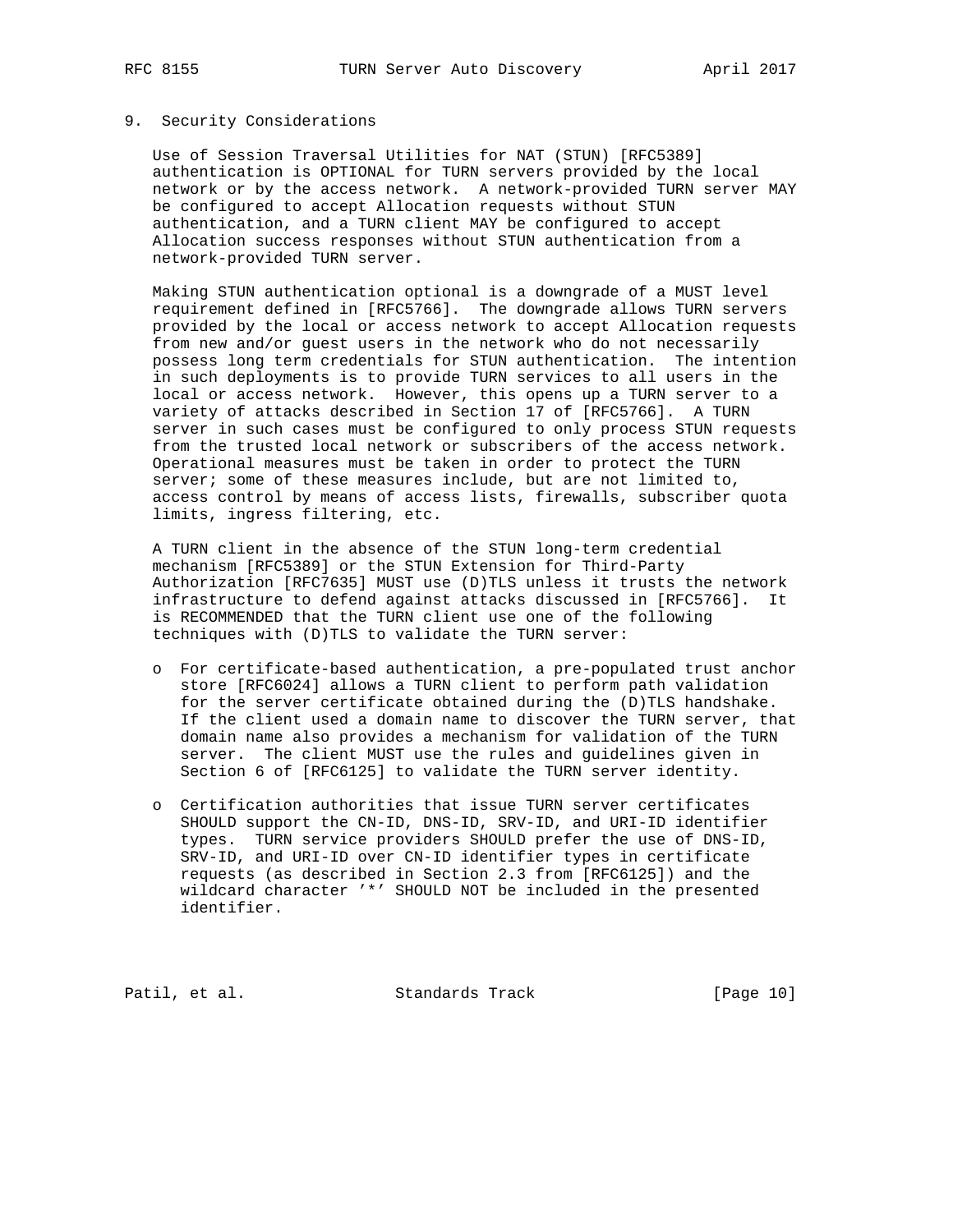## 9. Security Considerations

Use of Session Traversal Utilities for NAT (STUN) [RFC5389] authentication is OPTIONAL for TURN servers provided by the local network or by the access network. A network-provided TURN server MAY be configured to accept Allocation requests without STUN authentication, and a TURN client MAY be configured to accept Allocation success responses without STUN authentication from a network-provided TURN server.

Making STUN authentication optional is a downgrade of a MUST level requirement defined in [RFC5766]. The downgrade allows TURN servers provided by the local or access network to accept Allocation requests from new and/or guest users in the network who do not necessarily possess long term credentials for STUN authentication. The intention in such deployments is to provide TURN services to all users in the local or access network. However, this opens up a TURN server to a variety of attacks described in Section 17 of [RFC5766]. A TURN server in such cases must be configured to only process STUN requests from the trusted local network or subscribers of the access network. Operational measures must be taken in order to protect the TURN server; some of these measures include, but are not limited to, access control by means of access lists, firewalls, subscriber quota limits, ingress filtering, etc.

A TURN client in the absence of the STUN long-term credential mechanism [RFC5389] or the STUN Extension for Third-Party Authorization [RFC7635] MUST use (D)TLS unless it trusts the network infrastructure to defend against attacks discussed in [RFC5766]. It is RECOMMENDED that the TURN client use one of the following techniques with (D)TLS to validate the TURN server:

- For certificate-based authentication, a pre-populated trust anchor store [RFC6024] allows a TURN client to perform path validation for the server certificate obtained during the (D)TLS handshake. If the client used a domain name to discover the TURN server, that domain name also provides a mechanism for validation of the TURN server. The client MUST use the rules and guidelines given in Section 6 of [RFC6125] to validate the TURN server identity.

- Certification authorities that issue TURN server certificates SHOULD support the CN-ID, DNS-ID, SRV-ID, and URI-ID identifier types. TURN service providers SHOULD prefer the use of DNS-ID, SRV-ID, and URI-ID over CN-ID identifier types in certificate requests (as described in Section 2.3 from [RFC6125]) and the wildcard character '*' SHOULD NOT be included in the presented identifier.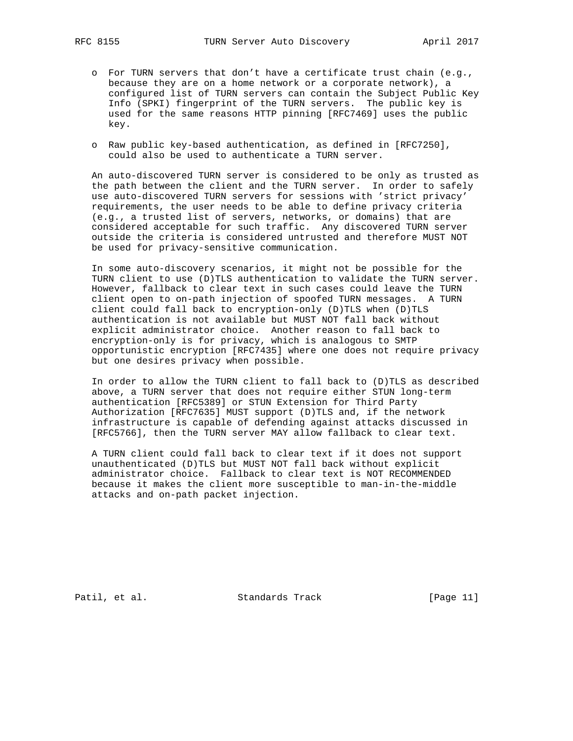- For TURN servers that don't have a certificate trust chain (e.g., because they are on a home network or a corporate network), a configured list of TURN servers can contain the Subject Public Key Info (SPKI) fingerprint of the TURN servers. The public key is used for the same reasons HTTP pinning [RFC7469] uses the public key.

- Raw public key-based authentication, as defined in [RFC7250], could also be used to authenticate a TURN server.

An auto-discovered TURN server is considered to be only as trusted as the path between the client and the TURN server. In order to safely use auto-discovered TURN servers for sessions with 'strict privacy' requirements, the user needs to be able to define privacy criteria (e.g., a trusted list of servers, networks, or domains) that are considered acceptable for such traffic. Any discovered TURN server outside the criteria is considered untrusted and therefore MUST NOT be used for privacy-sensitive communication.

In some auto-discovery scenarios, it might not be possible for the TURN client to use (D)TLS authentication to validate the TURN server. However, fallback to clear text in such cases could leave the TURN client open to on-path injection of spoofed TURN messages. A TURN client could fall back to encryption-only (D)TLS when (D)TLS authentication is not available but MUST NOT fall back without explicit administrator choice. Another reason to fall back to encryption-only is for privacy, which is analogous to SMTP opportunistic encryption [RFC7435] where one does not require privacy but one desires privacy when possible.

In order to allow the TURN client to fall back to (D)TLS as described above, a TURN server that does not require either STUN long-term authentication [RFC5389] or STUN Extension for Third Party Authorization [RFC7635] MUST support (D)TLS and, if the network infrastructure is capable of defending against attacks discussed in [RFC5766], then the TURN server MAY allow fallback to clear text.

A TURN client could fall back to clear text if it does not support unauthenticated (D)TLS but MUST NOT fall back without explicit administrator choice. Fallback to clear text is NOT RECOMMENDED because it makes the client more susceptible to man-in-the-middle attacks and on-path packet injection.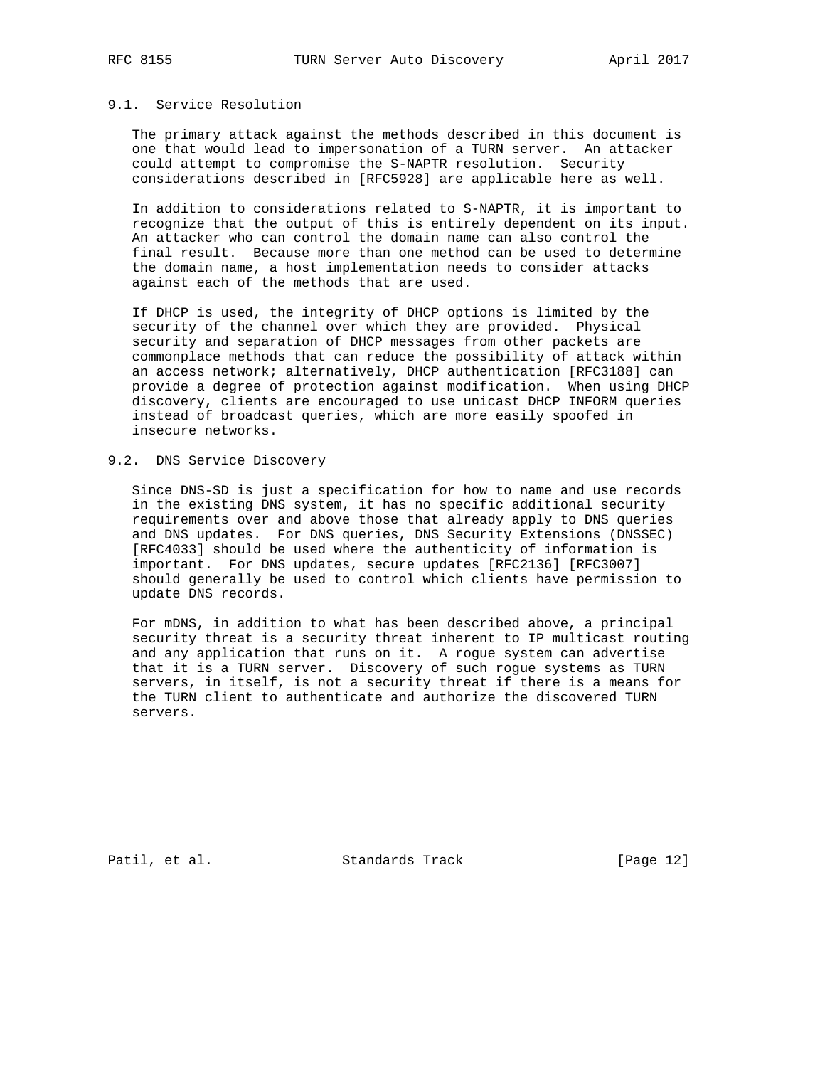### 9.1. Service Resolution

The primary attack against the methods described in this document is one that would lead to impersonation of a TURN server. An attacker could attempt to compromise the S-NAPTR resolution. Security considerations described in [RFC5928] are applicable here as well.

In addition to considerations related to S-NAPTR, it is important to recognize that the output of this is entirely dependent on its input. An attacker who can control the domain name can also control the final result. Because more than one method can be used to determine the domain name, a host implementation needs to consider attacks against each of the methods that are used.

If DHCP is used, the integrity of DHCP options is limited by the security of the channel over which they are provided. Physical security and separation of DHCP messages from other packets are commonplace methods that can reduce the possibility of attack within an access network; alternatively, DHCP authentication [RFC3188] can provide a degree of protection against modification. When using DHCP discovery, clients are encouraged to use unicast DHCP INFORM queries instead of broadcast queries, which are more easily spoofed in insecure networks.

### 9.2. DNS Service Discovery

Since DNS-SD is just a specification for how to name and use records in the existing DNS system, it has no specific additional security requirements over and above those that already apply to DNS queries and DNS updates. For DNS queries, DNS Security Extensions (DNSSEC) [RFC4033] should be used where the authenticity of information is important. For DNS updates, secure updates [RFC2136] [RFC3007] should generally be used to control which clients have permission to update DNS records.

For mDNS, in addition to what has been described above, a principal security threat is a security threat inherent to IP multicast routing and any application that runs on it. A rogue system can advertise that it is a TURN server. Discovery of such rogue systems as TURN servers, in itself, is not a security threat if there is a means for the TURN client to authenticate and authorize the discovered TURN servers.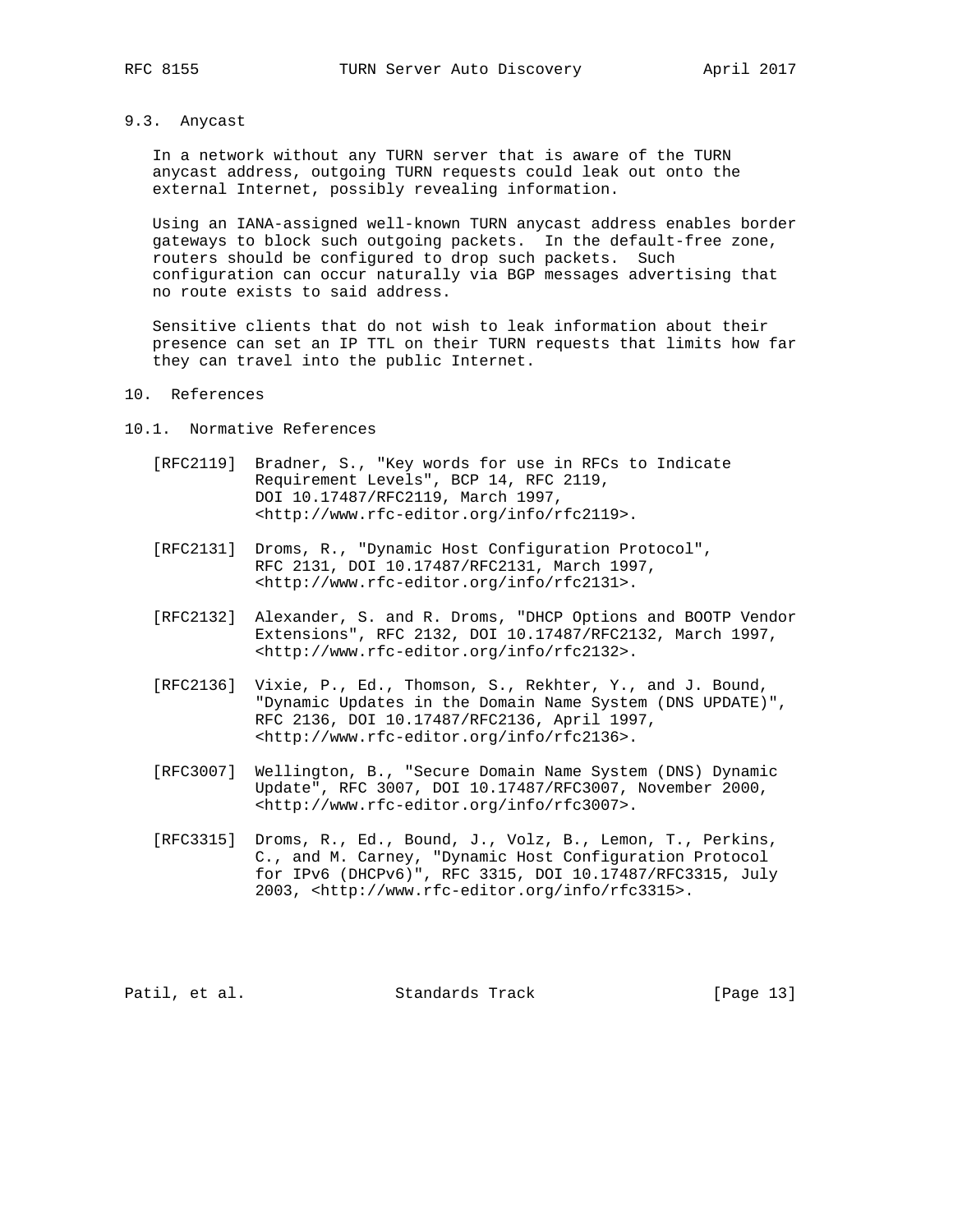### 9.3. Anycast

In a network without any TURN server that is aware of the TURN anycast address, outgoing TURN requests could leak out onto the external Internet, possibly revealing information.

Using an IANA-assigned well-known TURN anycast address enables border gateways to block such outgoing packets. In the default-free zone, routers should be configured to drop such packets. Such configuration can occur naturally via BGP messages advertising that no route exists to said address.

Sensitive clients that do not wish to leak information about their presence can set an IP TTL on their TURN requests that limits how far they can travel into the public Internet.

## 10. References

### 10.1. Normative References

[RFC2119] Bradner, S., "Key words for use in RFCs to Indicate Requirement Levels", BCP 14, RFC 2119, DOI 10.17487/RFC2119, March 1997, <http://www.rfc-editor.org/info/rfc2119>.

[RFC2131] Droms, R., "Dynamic Host Configuration Protocol", RFC 2131, DOI 10.17487/RFC2131, March 1997, <http://www.rfc-editor.org/info/rfc2131>.

[RFC2132] Alexander, S. and R. Droms, "DHCP Options and BOOTP Vendor Extensions", RFC 2132, DOI 10.17487/RFC2132, March 1997, <http://www.rfc-editor.org/info/rfc2132>.

[RFC2136] Vixie, P., Ed., Thomson, S., Rekhter, Y., and J. Bound, "Dynamic Updates in the Domain Name System (DNS UPDATE)", RFC 2136, DOI 10.17487/RFC2136, April 1997, <http://www.rfc-editor.org/info/rfc2136>.

[RFC3007] Wellington, B., "Secure Domain Name System (DNS) Dynamic Update", RFC 3007, DOI 10.17487/RFC3007, November 2000, <http://www.rfc-editor.org/info/rfc3007>.

[RFC3315] Droms, R., Ed., Bound, J., Volz, B., Lemon, T., Perkins, C., and M. Carney, "Dynamic Host Configuration Protocol for IPv6 (DHCPv6)", RFC 3315, DOI 10.17487/RFC3315, July 2003, <http://www.rfc-editor.org/info/rfc3315>.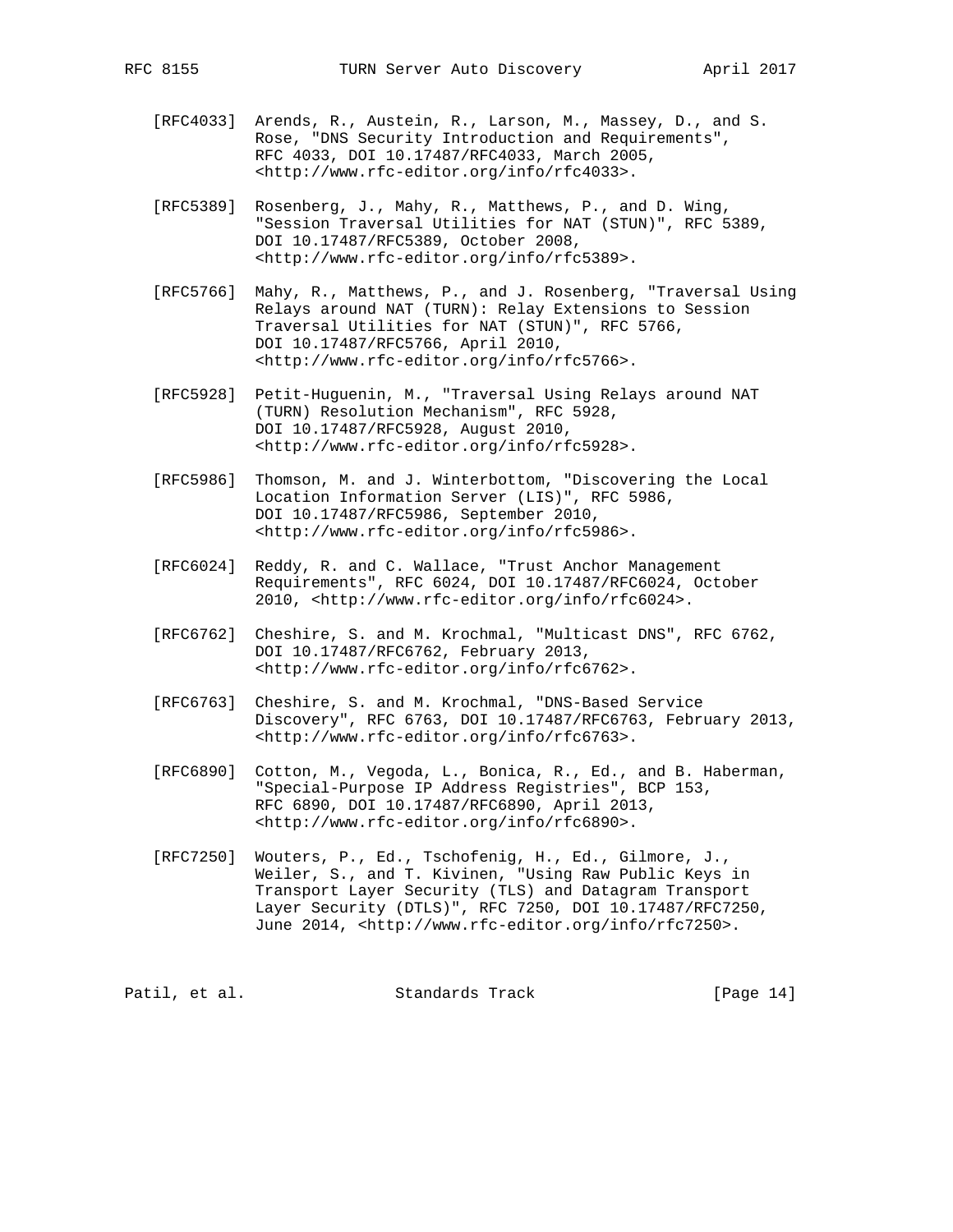[RFC4033] Arends, R., Austein, R., Larson, M., Massey, D., and S. Rose, "DNS Security Introduction and Requirements", RFC 4033, DOI 10.17487/RFC4033, March 2005, <http://www.rfc-editor.org/info/rfc4033>.

[RFC5389] Rosenberg, J., Mahy, R., Matthews, P., and D. Wing, "Session Traversal Utilities for NAT (STUN)", RFC 5389, DOI 10.17487/RFC5389, October 2008, <http://www.rfc-editor.org/info/rfc5389>.

[RFC5766] Mahy, R., Matthews, P., and J. Rosenberg, "Traversal Using Relays around NAT (TURN): Relay Extensions to Session Traversal Utilities for NAT (STUN)", RFC 5766, DOI 10.17487/RFC5766, April 2010, <http://www.rfc-editor.org/info/rfc5766>.

[RFC5928] Petit-Huguenin, M., "Traversal Using Relays around NAT (TURN) Resolution Mechanism", RFC 5928, DOI 10.17487/RFC5928, August 2010, <http://www.rfc-editor.org/info/rfc5928>.

[RFC5986] Thomson, M. and J. Winterbottom, "Discovering the Local Location Information Server (LIS)", RFC 5986, DOI 10.17487/RFC5986, September 2010, <http://www.rfc-editor.org/info/rfc5986>.

[RFC6024] Reddy, R. and C. Wallace, "Trust Anchor Management Requirements", RFC 6024, DOI 10.17487/RFC6024, October 2010, <http://www.rfc-editor.org/info/rfc6024>.

[RFC6762] Cheshire, S. and M. Krochmal, "Multicast DNS", RFC 6762, DOI 10.17487/RFC6762, February 2013, <http://www.rfc-editor.org/info/rfc6762>.

[RFC6763] Cheshire, S. and M. Krochmal, "DNS-Based Service Discovery", RFC 6763, DOI 10.17487/RFC6763, February 2013, <http://www.rfc-editor.org/info/rfc6763>.

[RFC6890] Cotton, M., Vegoda, L., Bonica, R., Ed., and B. Haberman, "Special-Purpose IP Address Registries", BCP 153, RFC 6890, DOI 10.17487/RFC6890, April 2013, <http://www.rfc-editor.org/info/rfc6890>.

[RFC7250] Wouters, P., Ed., Tschofenig, H., Ed., Gilmore, J., Weiler, S., and T. Kivinen, "Using Raw Public Keys in Transport Layer Security (TLS) and Datagram Transport Layer Security (DTLS)", RFC 7250, DOI 10.17487/RFC7250, June 2014, <http://www.rfc-editor.org/info/rfc7250>.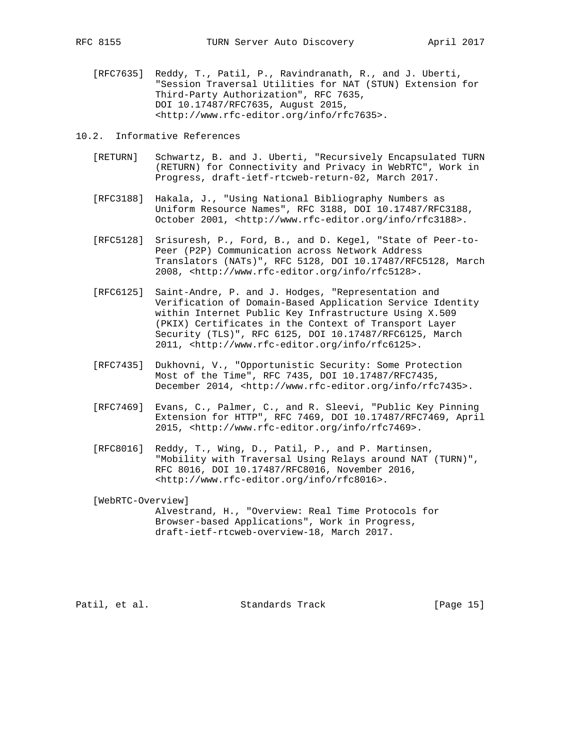[RFC7635] Reddy, T., Patil, P., Ravindranath, R., and J. Uberti, "Session Traversal Utilities for NAT (STUN) Extension for Third-Party Authorization", RFC 7635, DOI 10.17487/RFC7635, August 2015, <http://www.rfc-editor.org/info/rfc7635>.

## 10.2. Informative References

[RETURN] Schwartz, B. and J. Uberti, "Recursively Encapsulated TURN (RETURN) for Connectivity and Privacy in WebRTC", Work in Progress, draft-ietf-rtcweb-return-02, March 2017.

[RFC3188] Hakala, J., "Using National Bibliography Numbers as Uniform Resource Names", RFC 3188, DOI 10.17487/RFC3188, October 2001, <http://www.rfc-editor.org/info/rfc3188>.

[RFC5128] Srisuresh, P., Ford, B., and D. Kegel, "State of Peer-to-Peer (P2P) Communication across Network Address Translators (NATs)", RFC 5128, DOI 10.17487/RFC5128, March 2008, <http://www.rfc-editor.org/info/rfc5128>.

[RFC6125] Saint-Andre, P. and J. Hodges, "Representation and Verification of Domain-Based Application Service Identity within Internet Public Key Infrastructure Using X.509 (PKIX) Certificates in the Context of Transport Layer Security (TLS)", RFC 6125, DOI 10.17487/RFC6125, March 2011, <http://www.rfc-editor.org/info/rfc6125>.

[RFC7435] Dukhovni, V., "Opportunistic Security: Some Protection Most of the Time", RFC 7435, DOI 10.17487/RFC7435, December 2014, <http://www.rfc-editor.org/info/rfc7435>.

[RFC7469] Evans, C., Palmer, C., and R. Sleevi, "Public Key Pinning Extension for HTTP", RFC 7469, DOI 10.17487/RFC7469, April 2015, <http://www.rfc-editor.org/info/rfc7469>.

[RFC8016] Reddy, T., Wing, D., Patil, P., and P. Martinsen, "Mobility with Traversal Using Relays around NAT (TURN)", RFC 8016, DOI 10.17487/RFC8016, November 2016, <http://www.rfc-editor.org/info/rfc8016>.

[WebRTC-Overview] Alvestrand, H., "Overview: Real Time Protocols for Browser-based Applications", Work in Progress, draft-ietf-rtcweb-overview-18, March 2017.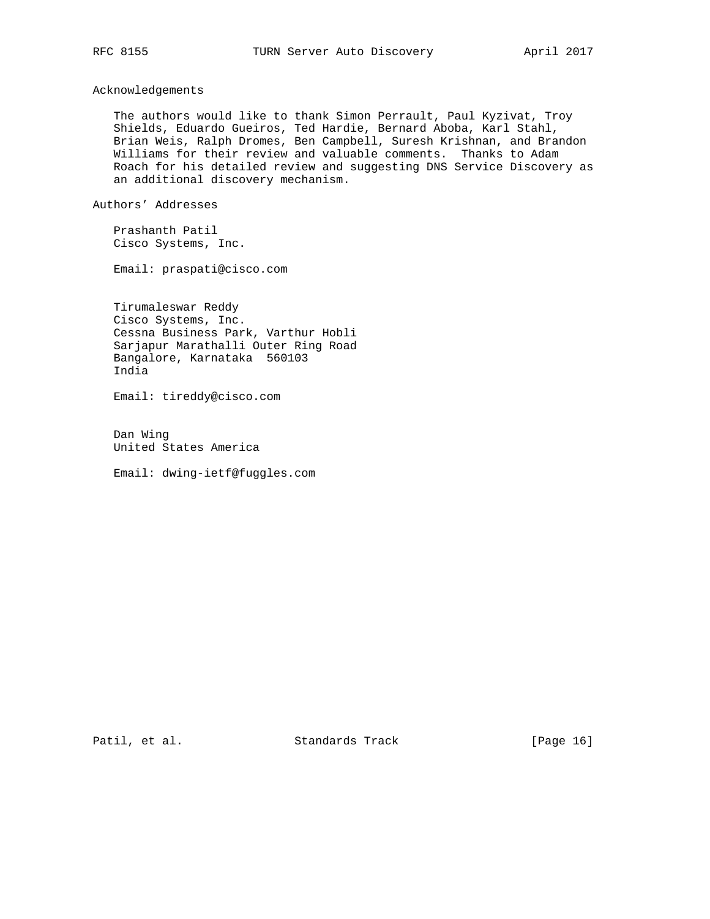## Acknowledgements

The authors would like to thank Simon Perrault, Paul Kyzivat, Troy Shields, Eduardo Gueiros, Ted Hardie, Bernard Aboba, Karl Stahl, Brian Weis, Ralph Dromes, Ben Campbell, Suresh Krishnan, and Brandon Williams for their review and valuable comments. Thanks to Adam Roach for his detailed review and suggesting DNS Service Discovery as an additional discovery mechanism.

## Authors' Addresses

Prashanth Patil
Cisco Systems, Inc.

Email: praspati@cisco.com

Tirumaleswar Reddy
Cisco Systems, Inc.
Cessna Business Park, Varthur Hobli
Sarjapur Marathalli Outer Ring Road
Bangalore, Karnataka 560103
India

Email: tireddy@cisco.com

Dan Wing
United States America

Email: dwing-ietf@fuggles.com